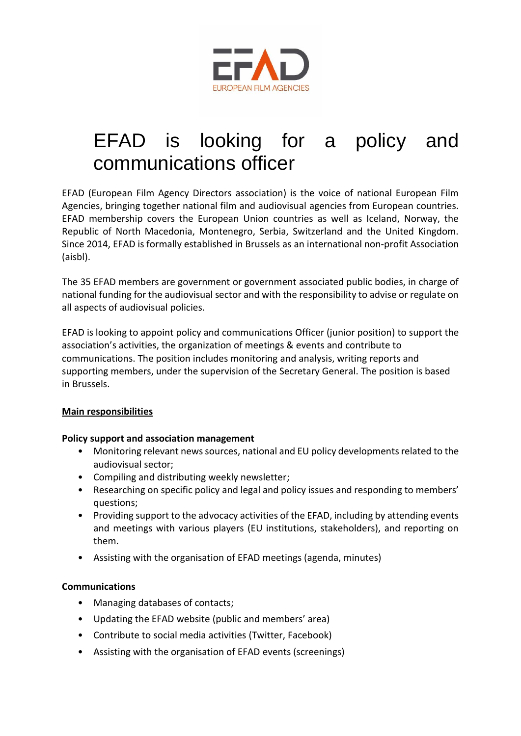# EFAD is looking for a policy and communications officer

EFAD (European Film Agency Directors association) is the voice of national European Film Agencies, bringing together national film and audiovisual agencies from European countries. EFAD membership covers the European Union countries as well as Iceland, Norway, the Republic of North Macedonia, Montenegro, Serbia, Switzerland and the United Kingdom. Since 2014, EFAD is formally established in Brussels as an international non-profit Association (aisbl).

The 35 EFAD members are government or government associated public bodies, in charge of national funding for the audiovisual sector and with the responsibility to advise or regulate on all aspects of audiovisual policies.

EFAD is looking to appoint policy and communications Officer (junior position) to support the association's activities, the organization of meetings & events and contribute to communications. The position includes monitoring and analysis, writing reports and supporting members, under the supervision of the Secretary General. The position is based in Brussels.

## Main responsibilities

**Policy support and association management**

- Monitoring relevant news sources, national and EU policy developments related to the audiovisual sector;
- Compiling and distributing weekly newsletter;
- Researching on specific policy and legal and policy issues and responding to members' questions;
- Providing support to the advocacy activities of the EFAD, including by attending events and meetings with various players (EU institutions, stakeholders), and reporting on them.
- Assisting with the organisation of EFAD meetings (agenda, minutes)

**Communications**

- Managing databases of contacts;
- Updating the EFAD website (public and members' area)
- Contribute to social media activities (Twitter, Facebook)
- Assisting with the organisation of EFAD events (screenings)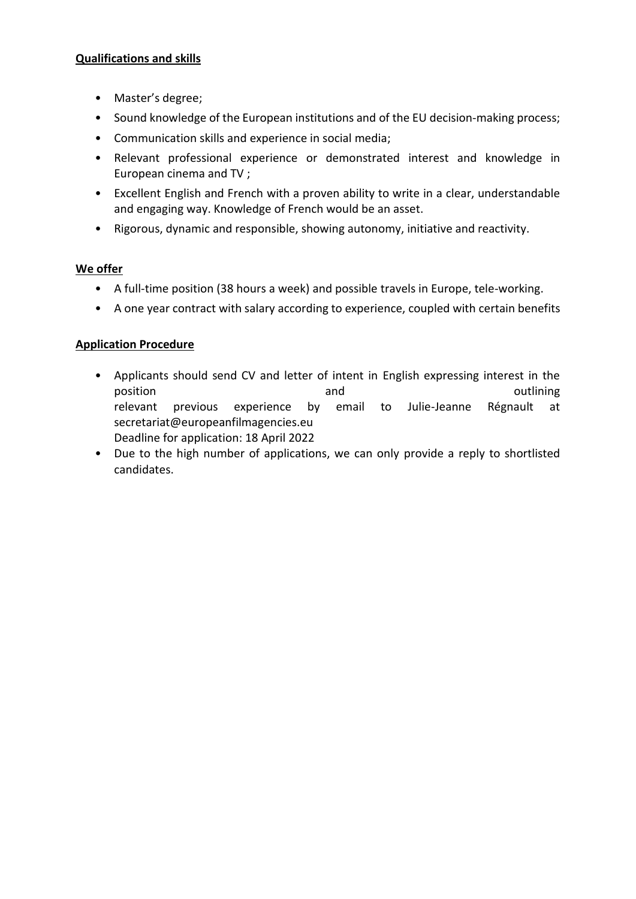**Qualifications and skills**

- Master's degree;
- Sound knowledge of the European institutions and of the EU decision-making process;
- Communication skills and experience in social media;
- Relevant professional experience or demonstrated interest and knowledge in European cinema and TV ;
- Excellent English and French with a proven ability to write in a clear, understandable and engaging way. Knowledge of French would be an asset.
- Rigorous, dynamic and responsible, showing autonomy, initiative and reactivity.

**We offer**

- A full-time position (38 hours a week) and possible travels in Europe, tele-working.
- A one year contract with salary according to experience, coupled with certain benefits

**Application Procedure**

- Applicants should send CV and letter of intent in English expressing interest in the position and outlining relevant previous experience by email to Julie-Jeanne Régnault at secretariat@europeanfilmagencies.eu
  Deadline for application: 18 April 2022
- Due to the high number of applications, we can only provide a reply to shortlisted candidates.